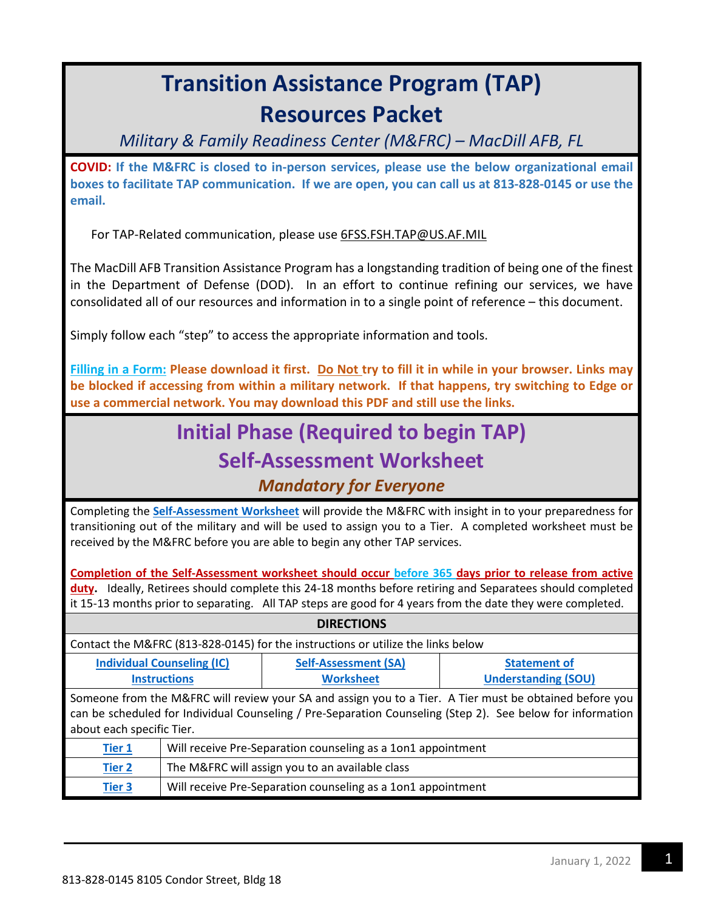# Transition Assistance Program (TAP) Resources Packet

*Military & Family Readiness Center (M&FRC) – MacDill AFB, FL*

**COVID: If the M&FRC is closed to in-person services, please use the below organizational email boxes to facilitate TAP communication. If we are open, you can call us at 813-828-0145 or use the email.**

For TAP-Related communication, please use 6FSS.FSH.TAP@US.AF.MIL

The MacDill AFB Transition Assistance Program has a longstanding tradition of being one of the finest in the Department of Defense (DOD). In an effort to continue refining our services, we have consolidated all of our resources and information in to a single point of reference – this document.

Simply follow each "step" to access the appropriate information and tools.

**Filling in a Form: Please download it first. Do Not try to fill it in while in your browser. Links may be blocked if accessing from within a military network. If that happens, try switching to Edge or use a commercial network. You may download this PDF and still use the links.**

## Initial Phase (Required to begin TAP)

## Self-Assessment Worksheet

***Mandatory for Everyone***

Completing the **Self-Assessment Worksheet** will provide the M&FRC with insight in to your preparedness for transitioning out of the military and will be used to assign you to a Tier. A completed worksheet must be received by the M&FRC before you are able to begin any other TAP services.

**Completion of the Self-Assessment worksheet should occur before 365 days prior to release from active duty.** Ideally, Retirees should complete this 24-18 months before retiring and Separatees should completed it 15-13 months prior to separating. All TAP steps are good for 4 years from the date they were completed.

| DIRECTIONS | | |
|---|---|---|
| Contact the M&FRC (813-828-0145) for the instructions or utilize the links below | | |
| Individual Counseling (IC) Instructions | Self-Assessment (SA) Worksheet | Statement of Understanding (SOU) |

Someone from the M&FRC will review your SA and assign you to a Tier. A Tier must be obtained before you can be scheduled for Individual Counseling / Pre-Separation Counseling (Step 2). See below for information about each specific Tier.

| Tier | Description |
|---|---|
| Tier 1 | Will receive Pre-Separation counseling as a 1on1 appointment |
| Tier 2 | The M&FRC will assign you to an available class |
| Tier 3 | Will receive Pre-Separation counseling as a 1on1 appointment |

January 1, 2022

813-828-0145 8105 Condor Street, Bldg 18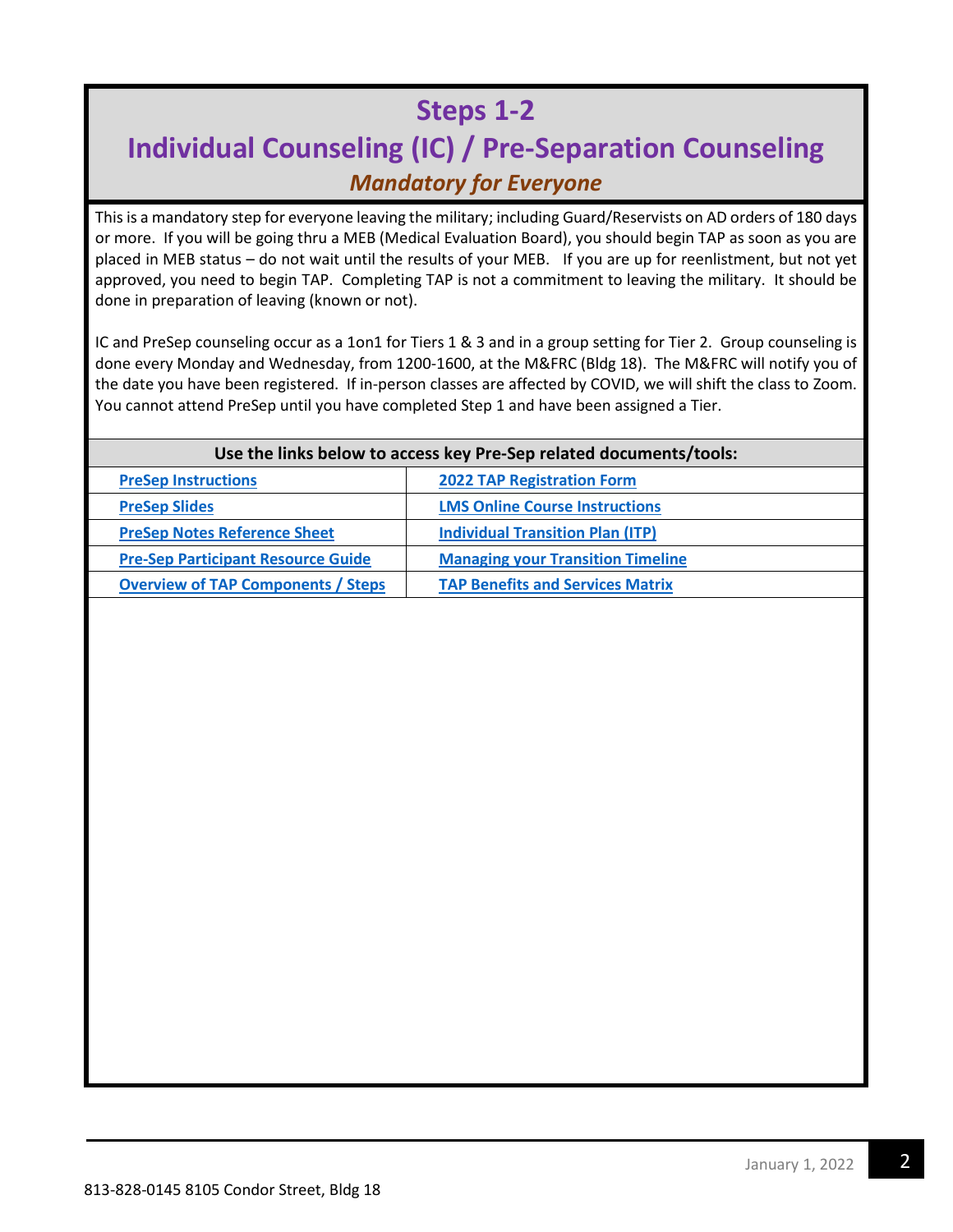# Steps 1-2

## Individual Counseling (IC) / Pre-Separation Counseling

### *Mandatory for Everyone*

This is a mandatory step for everyone leaving the military; including Guard/Reservists on AD orders of 180 days or more. If you will be going thru a MEB (Medical Evaluation Board), you should begin TAP as soon as you are placed in MEB status – do not wait until the results of your MEB. If you are up for reenlistment, but not yet approved, you need to begin TAP. Completing TAP is not a commitment to leaving the military. It should be done in preparation of leaving (known or not).

IC and PreSep counseling occur as a 1on1 for Tiers 1 & 3 and in a group setting for Tier 2. Group counseling is done every Monday and Wednesday, from 1200-1600, at the M&FRC (Bldg 18). The M&FRC will notify you of the date you have been registered. If in-person classes are affected by COVID, we will shift the class to Zoom. You cannot attend PreSep until you have completed Step 1 and have been assigned a Tier.

| Use the links below to access key Pre-Sep related documents/tools: | |
|---|---|
| **PreSep Instructions** | **2022 TAP Registration Form** |
| **PreSep Slides** | **LMS Online Course Instructions** |
| **PreSep Notes Reference Sheet** | **Individual Transition Plan (ITP)** |
| **Pre-Sep Participant Resource Guide** | **Managing your Transition Timeline** |
| **Overview of TAP Components / Steps** | **TAP Benefits and Services Matrix** |

813-828-0145 8105 Condor Street, Bldg 18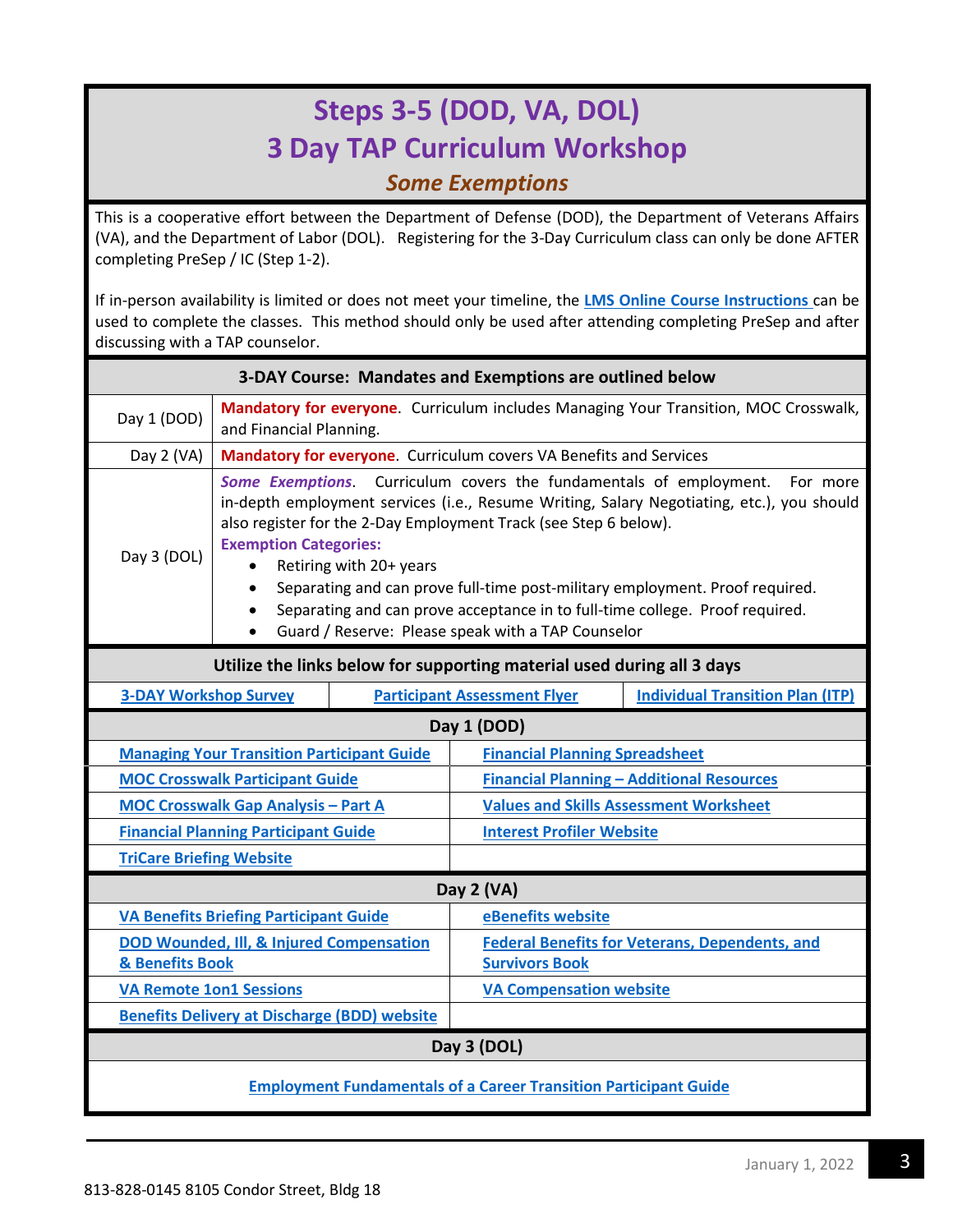# Steps 3-5 (DOD, VA, DOL)

# 3 Day TAP Curriculum Workshop

## *Some Exemptions*

This is a cooperative effort between the Department of Defense (DOD), the Department of Veterans Affairs (VA), and the Department of Labor (DOL). Registering for the 3-Day Curriculum class can only be done AFTER completing PreSep / IC (Step 1-2).

If in-person availability is limited or does not meet your timeline, the **LMS Online Course Instructions** can be used to complete the classes. This method should only be used after attending completing PreSep and after discussing with a TAP counselor.

| 3-DAY Course: Mandates and Exemptions are outlined below | |
|---|---|
| Day 1 (DOD) | **Mandatory for everyone**. Curriculum includes Managing Your Transition, MOC Crosswalk, and Financial Planning. |
| Day 2 (VA) | **Mandatory for everyone**. Curriculum covers VA Benefits and Services |
| Day 3 (DOL) | ***Some Exemptions***. Curriculum covers the fundamentals of employment. For more in-depth employment services (i.e., Resume Writing, Salary Negotiating, etc.), you should also register for the 2-Day Employment Track (see Step 6 below).<br>**Exemption Categories:**<br>• Retiring with 20+ years<br>• Separating and can prove full-time post-military employment. Proof required.<br>• Separating and can prove acceptance in to full-time college. Proof required.<br>• Guard / Reserve: Please speak with a TAP Counselor |

**Utilize the links below for supporting material used during all 3 days**

| 3-DAY Workshop Survey | Participant Assessment Flyer | Individual Transition Plan (ITP) |
|---|---|---|

| Day 1 (DOD) | |
|---|---|
| Managing Your Transition Participant Guide | Financial Planning Spreadsheet |
| MOC Crosswalk Participant Guide | Financial Planning – Additional Resources |
| MOC Crosswalk Gap Analysis – Part A | Values and Skills Assessment Worksheet |
| Financial Planning Participant Guide | Interest Profiler Website |
| TriCare Briefing Website | |

| Day 2 (VA) | |
|---|---|
| VA Benefits Briefing Participant Guide | eBenefits website |
| DOD Wounded, Ill, & Injured Compensation & Benefits Book | Federal Benefits for Veterans, Dependents, and Survivors Book |
| VA Remote 1on1 Sessions | VA Compensation website |
| Benefits Delivery at Discharge (BDD) website | |

| Day 3 (DOL) |
|---|
| Employment Fundamentals of a Career Transition Participant Guide |

January 1, 2022

813-828-0145 8105 Condor Street, Bldg 18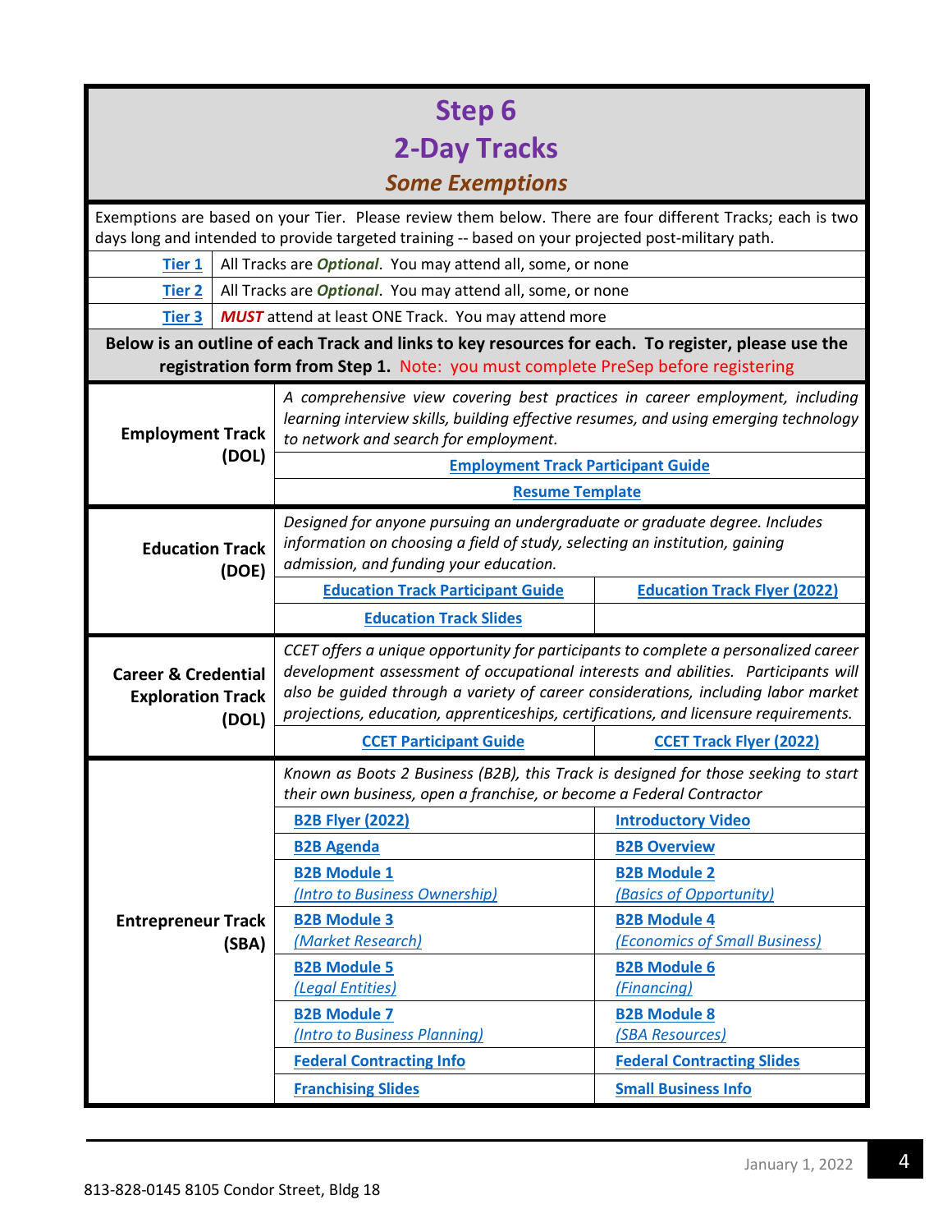# Step 6

## 2-Day Tracks

### *Some Exemptions*

Exemptions are based on your Tier. Please review them below. There are four different Tracks; each is two days long and intended to provide targeted training -- based on your projected post-military path.

| | |
|---|---|
| Tier 1 | All Tracks are ***Optional***. You may attend all, some, or none |
| Tier 2 | All Tracks are ***Optional***. You may attend all, some, or none |
| Tier 3 | ***MUST*** attend at least ONE Track. You may attend more |

**Below is an outline of each Track and links to key resources for each. To register, please use the registration form from Step 1.** Note: you must complete PreSep before registering

| Track | | |
|---|---|---|
| **Employment Track (DOL)** | *A comprehensive view covering best practices in career employment, including learning interview skills, building effective resumes, and using emerging technology to network and search for employment.* | |
| | **Employment Track Participant Guide** | |
| | **Resume Template** | |
| **Education Track (DOE)** | *Designed for anyone pursuing an undergraduate or graduate degree. Includes information on choosing a field of study, selecting an institution, gaining admission, and funding your education.* | |
| | **Education Track Participant Guide** | **Education Track Flyer (2022)** |
| | **Education Track Slides** | |
| **Career & Credential Exploration Track (DOL)** | *CCET offers a unique opportunity for participants to complete a personalized career development assessment of occupational interests and abilities. Participants will also be guided through a variety of career considerations, including labor market projections, education, apprenticeships, certifications, and licensure requirements.* | |
| | **CCET Participant Guide** | **CCET Track Flyer (2022)** |
| **Entrepreneur Track (SBA)** | *Known as Boots 2 Business (B2B), this Track is designed for those seeking to start their own business, open a franchise, or become a Federal Contractor* | |
| | **B2B Flyer (2022)** | **Introductory Video** |
| | **B2B Agenda** | **B2B Overview** |
| | **B2B Module 1** *(Intro to Business Ownership)* | **B2B Module 2** *(Basics of Opportunity)* |
| | **B2B Module 3** *(Market Research)* | **B2B Module 4** *(Economics of Small Business)* |
| | **B2B Module 5** *(Legal Entities)* | **B2B Module 6** *(Financing)* |
| | **B2B Module 7** *(Intro to Business Planning)* | **B2B Module 8** *(SBA Resources)* |
| | **Federal Contracting Info** | **Federal Contracting Slides** |
| | **Franchising Slides** | **Small Business Info** |

January 1, 2022

813-828-0145 8105 Condor Street, Bldg 18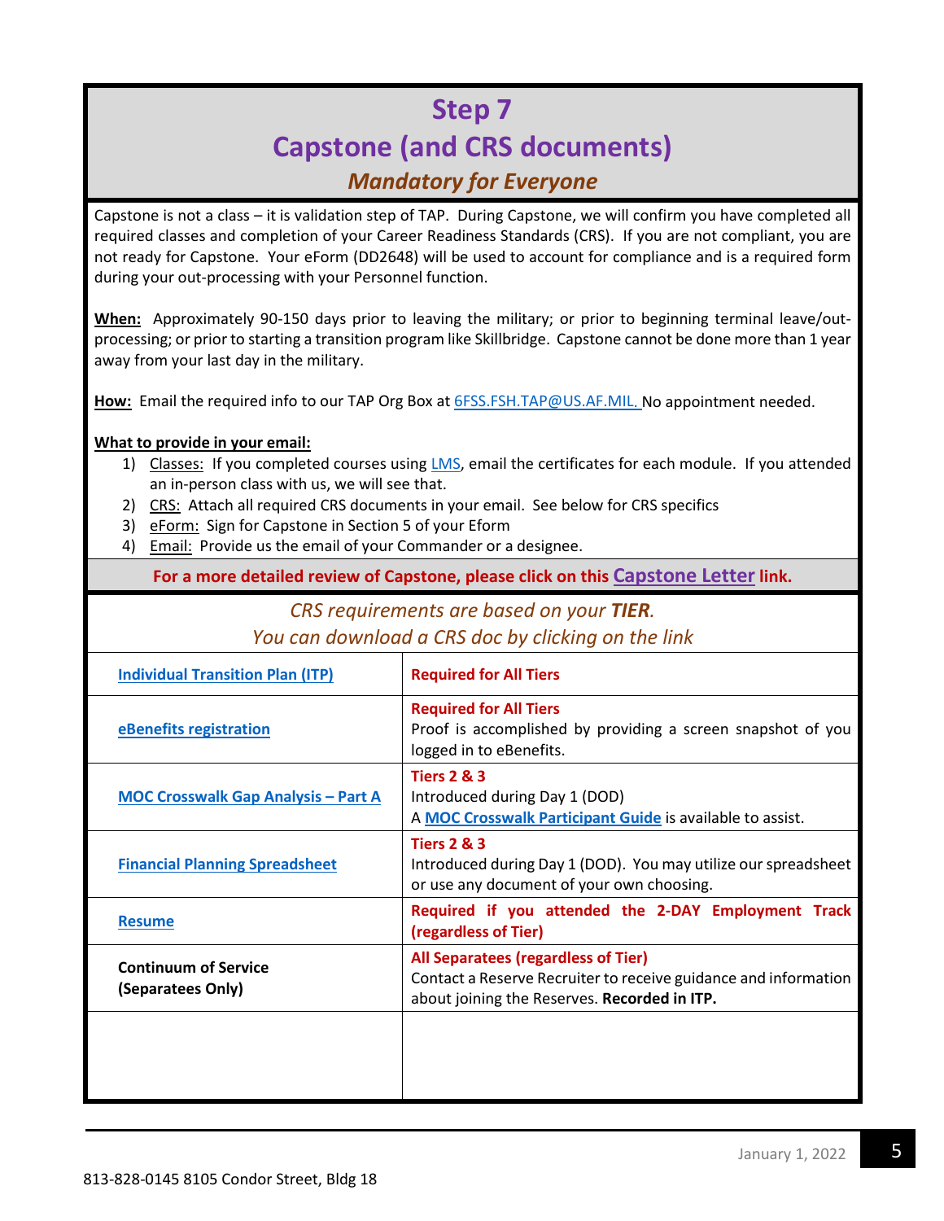# Step 7

## Capstone (and CRS documents)

### *Mandatory for Everyone*

Capstone is not a class – it is validation step of TAP. During Capstone, we will confirm you have completed all required classes and completion of your Career Readiness Standards (CRS). If you are not compliant, you are not ready for Capstone. Your eForm (DD2648) will be used to account for compliance and is a required form during your out-processing with your Personnel function.

**When:** Approximately 90-150 days prior to leaving the military; or prior to beginning terminal leave/out-processing; or prior to starting a transition program like Skillbridge. Capstone cannot be done more than 1 year away from your last day in the military.

**How:** Email the required info to our TAP Org Box at 6FSS.FSH.TAP@US.AF.MIL. No appointment needed.

**What to provide in your email:**

1) Classes: If you completed courses using LMS, email the certificates for each module. If you attended an in-person class with us, we will see that.
2) CRS: Attach all required CRS documents in your email. See below for CRS specifics
3) eForm: Sign for Capstone in Section 5 of your Eform
4) Email: Provide us the email of your Commander or a designee.

**For a more detailed review of Capstone, please click on this Capstone Letter link.**

*CRS requirements are based on your **TIER**.*
*You can download a CRS doc by clicking on the link*

| Document | Requirement |
|---|---|
| **Individual Transition Plan (ITP)** | **Required for All Tiers** |
| **eBenefits registration** | **Required for All Tiers**<br>Proof is accomplished by providing a screen snapshot of you logged in to eBenefits. |
| **MOC Crosswalk Gap Analysis – Part A** | **Tiers 2 & 3**<br>Introduced during Day 1 (DOD)<br>A **MOC Crosswalk Participant Guide** is available to assist. |
| **Financial Planning Spreadsheet** | **Tiers 2 & 3**<br>Introduced during Day 1 (DOD). You may utilize our spreadsheet or use any document of your own choosing. |
| **Resume** | **Required if you attended the 2-DAY Employment Track (regardless of Tier)** |
| **Continuum of Service (Separatees Only)** | **All Separatees (regardless of Tier)**<br>Contact a Reserve Recruiter to receive guidance and information about joining the Reserves. **Recorded in ITP.** |
| | |

January 1, 2022

813-828-0145 8105 Condor Street, Bldg 18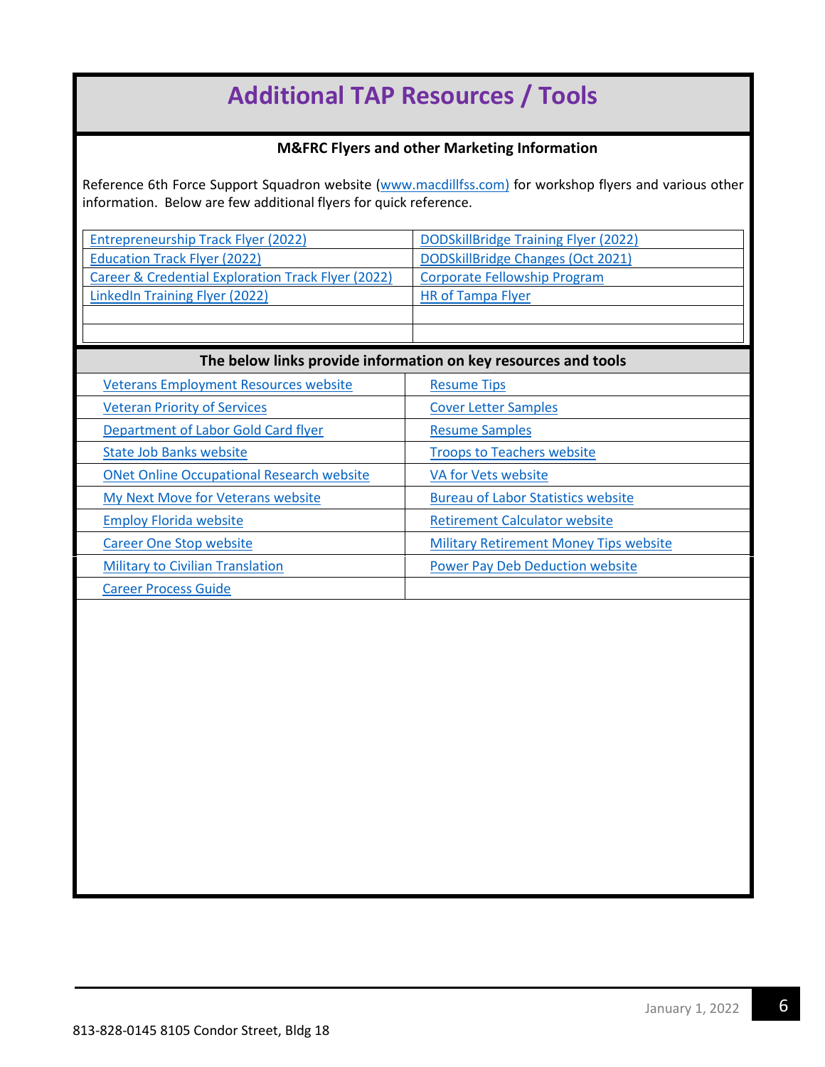# Additional TAP Resources / Tools

**M&FRC Flyers and other Marketing Information**

Reference 6th Force Support Squadron website (www.macdillfss.com) for workshop flyers and various other information. Below are few additional flyers for quick reference.

| | |
|---|---|
| Entrepreneurship Track Flyer (2022) | DODSkillBridge Training Flyer (2022) |
| Education Track Flyer (2022) | DODSkillBridge Changes (Oct 2021) |
| Career & Credential Exploration Track Flyer (2022) | Corporate Fellowship Program |
| LinkedIn Training Flyer (2022) | HR of Tampa Flyer |
| | |
| | |

**The below links provide information on key resources and tools**

| | |
|---|---|
| Veterans Employment Resources website | Resume Tips |
| Veteran Priority of Services | Cover Letter Samples |
| Department of Labor Gold Card flyer | Resume Samples |
| State Job Banks website | Troops to Teachers website |
| ONet Online Occupational Research website | VA for Vets website |
| My Next Move for Veterans website | Bureau of Labor Statistics website |
| Employ Florida website | Retirement Calculator website |
| Career One Stop website | Military Retirement Money Tips website |
| Military to Civilian Translation | Power Pay Deb Deduction website |
| Career Process Guide | |

January 1, 2022

813-828-0145 8105 Condor Street, Bldg 18